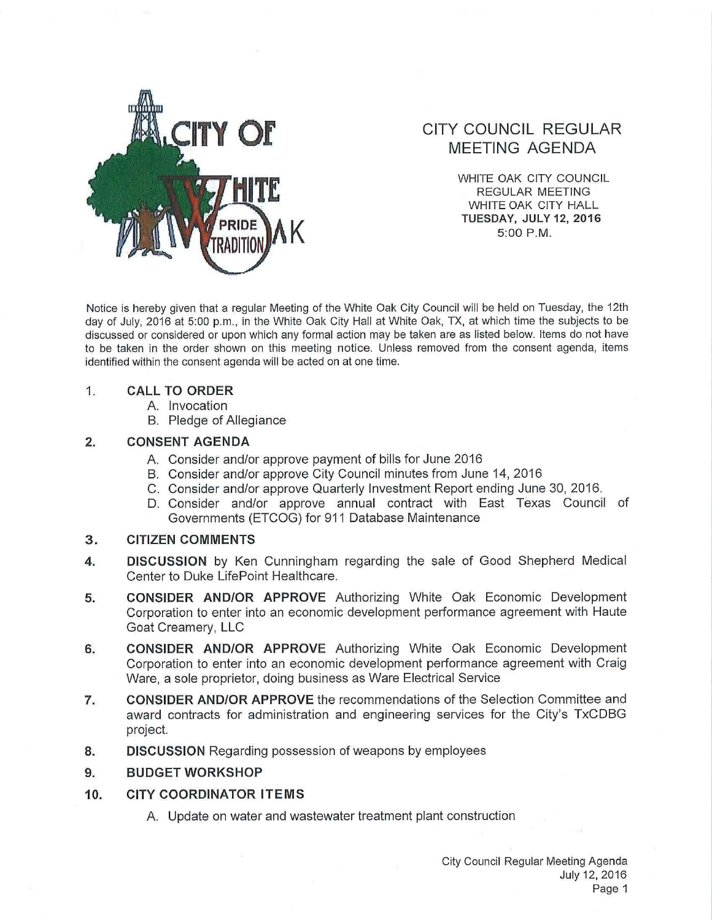CITY OF WHITE OAK

PRIDE TRADITION

# CITY COUNCIL REGULAR MEETING AGENDA

WHITE OAK CITY COUNCIL
REGULAR MEETING
WHITE OAK CITY HALL
**TUESDAY, JULY 12, 2016**
5:00 P.M.

Notice is hereby given that a regular Meeting of the White Oak City Council will be held on Tuesday, the 12th day of July, 2016 at 5:00 p.m., in the White Oak City Hall at White Oak, TX, at which time the subjects to be discussed or considered or upon which any formal action may be taken are as listed below. Items do not have to be taken in the order shown on this meeting notice. Unless removed from the consent agenda, items identified within the consent agenda will be acted on at one time.

1. **CALL TO ORDER**
   A. Invocation
   B. Pledge of Allegiance

2. **CONSENT AGENDA**
   A. Consider and/or approve payment of bills for June 2016
   B. Consider and/or approve City Council minutes from June 14, 2016
   C. Consider and/or approve Quarterly Investment Report ending June 30, 2016.
   D. Consider and/or approve annual contract with East Texas Council of Governments (ETCOG) for 911 Database Maintenance

3. **CITIZEN COMMENTS**

4. **DISCUSSION** by Ken Cunningham regarding the sale of Good Shepherd Medical Center to Duke LifePoint Healthcare.

5. **CONSIDER AND/OR APPROVE** Authorizing White Oak Economic Development Corporation to enter into an economic development performance agreement with Haute Goat Creamery, LLC

6. **CONSIDER AND/OR APPROVE** Authorizing White Oak Economic Development Corporation to enter into an economic development performance agreement with Craig Ware, a sole proprietor, doing business as Ware Electrical Service

7. **CONSIDER AND/OR APPROVE** the recommendations of the Selection Committee and award contracts for administration and engineering services for the City's TxCDBG project.

8. **DISCUSSION** Regarding possession of weapons by employees

9. **BUDGET WORKSHOP**

10. **CITY COORDINATOR ITEMS**
    A. Update on water and wastewater treatment plant construction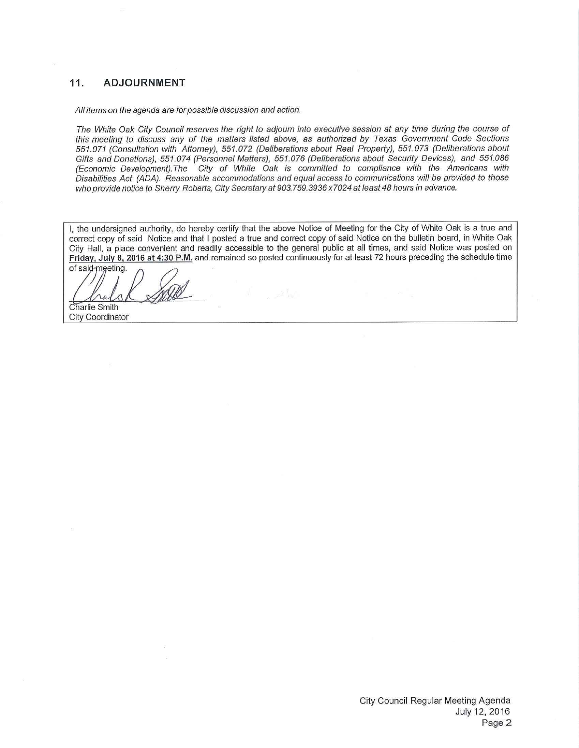## 11. ADJOURNMENT

*All items on the agenda are for possible discussion and action.*

*The White Oak City Council reserves the right to adjourn into executive session at any time during the course of this meeting to discuss any of the matters listed above, as authorized by Texas Government Code Sections 551.071 (Consultation with Attorney), 551.072 (Deliberations about Real Property), 551.073 (Deliberations about Gifts and Donations), 551.074 (Personnel Matters), 551.076 (Deliberations about Security Devices), and 551.086 (Economic Development). The City of White Oak is committed to compliance with the Americans with Disabilities Act (ADA). Reasonable accommodations and equal access to communications will be provided to those who provide notice to Sherry Roberts, City Secretary at 903.759.3936 x7024 at least 48 hours in advance.*

I, the undersigned authority, do hereby certify that the above Notice of Meeting for the City of White Oak is a true and correct copy of said Notice and that I posted a true and correct copy of said Notice on the bulletin board, in White Oak City Hall, a place convenient and readily accessible to the general public at all times, and said Notice was posted on **Friday, July 8, 2016 at 4:30 P.M.** and remained so posted continuously for at least 72 hours preceding the schedule time of said meeting.

Charlie Smith
City Coordinator

City Council Regular Meeting Agenda
July 12, 2016